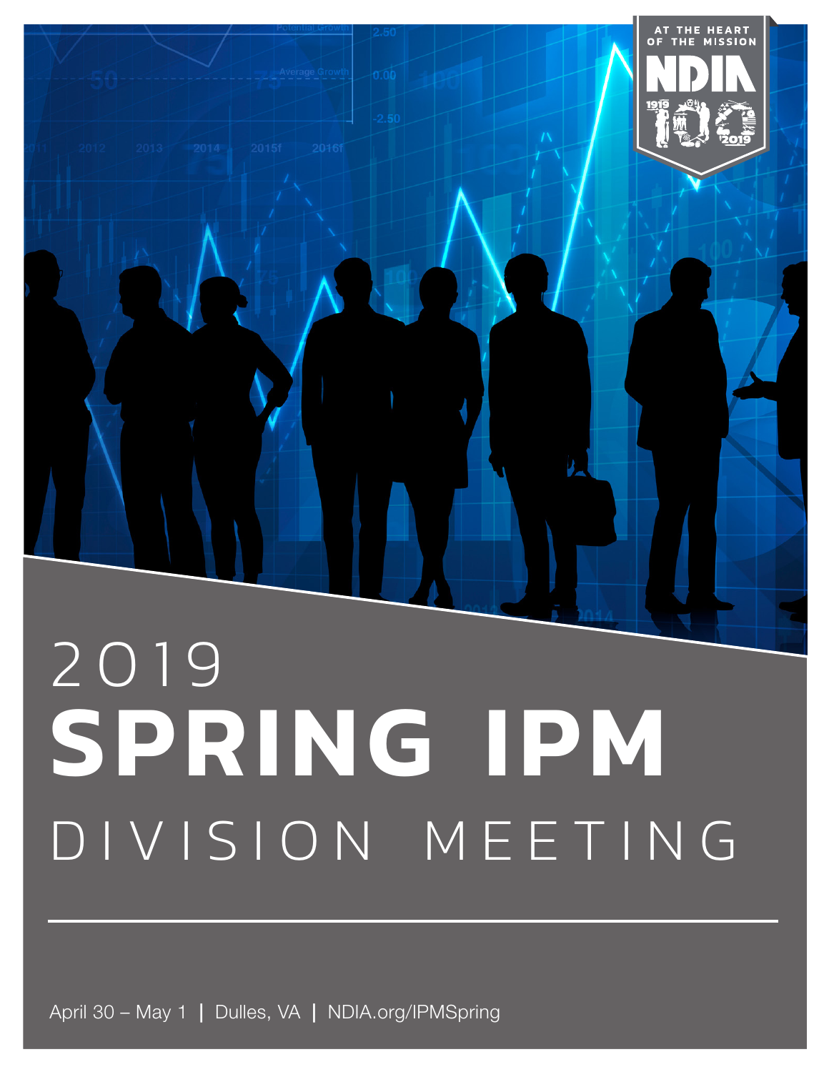# 2019 SPRING IPM DIVISION MEETING

April 30 – May 1 | Dulles, VA | NDIA.org/IPMSpring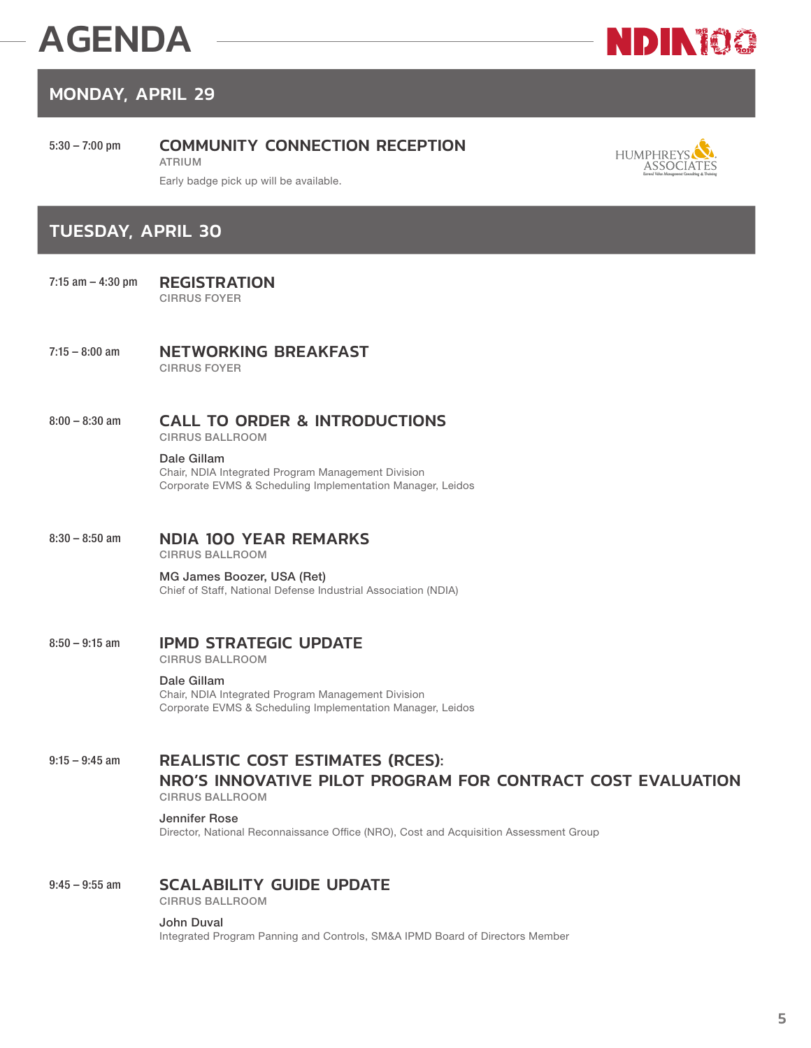# AGENDA

## MONDAY, APRIL 29

**5:30 – 7:00 pm**

### COMMUNITY CONNECTION RECEPTION

ATRIUM

Early badge pick up will be available.

HUMPHREYS & ASSOCIATES

## TUESDAY, APRIL 30

**7:15 am – 4:30 pm**

### REGISTRATION

CIRRUS FOYER

**7:15 – 8:00 am**

### NETWORKING BREAKFAST

CIRRUS FOYER

**8:00 – 8:30 am**

### CALL TO ORDER & INTRODUCTIONS

CIRRUS BALLROOM

Dale Gillam
Chair, NDIA Integrated Program Management Division
Corporate EVMS & Scheduling Implementation Manager, Leidos

**8:30 – 8:50 am**

### NDIA 100 YEAR REMARKS

CIRRUS BALLROOM

MG James Boozer, USA (Ret)
Chief of Staff, National Defense Industrial Association (NDIA)

**8:50 – 9:15 am**

### IPMD STRATEGIC UPDATE

CIRRUS BALLROOM

Dale Gillam
Chair, NDIA Integrated Program Management Division
Corporate EVMS & Scheduling Implementation Manager, Leidos

**9:15 – 9:45 am**

### REALISTIC COST ESTIMATES (RCES): NRO'S INNOVATIVE PILOT PROGRAM FOR CONTRACT COST EVALUATION

CIRRUS BALLROOM

Jennifer Rose
Director, National Reconnaissance Office (NRO), Cost and Acquisition Assessment Group

**9:45 – 9:55 am**

### SCALABILITY GUIDE UPDATE

CIRRUS BALLROOM

John Duval
Integrated Program Panning and Controls, SM&A IPMD Board of Directors Member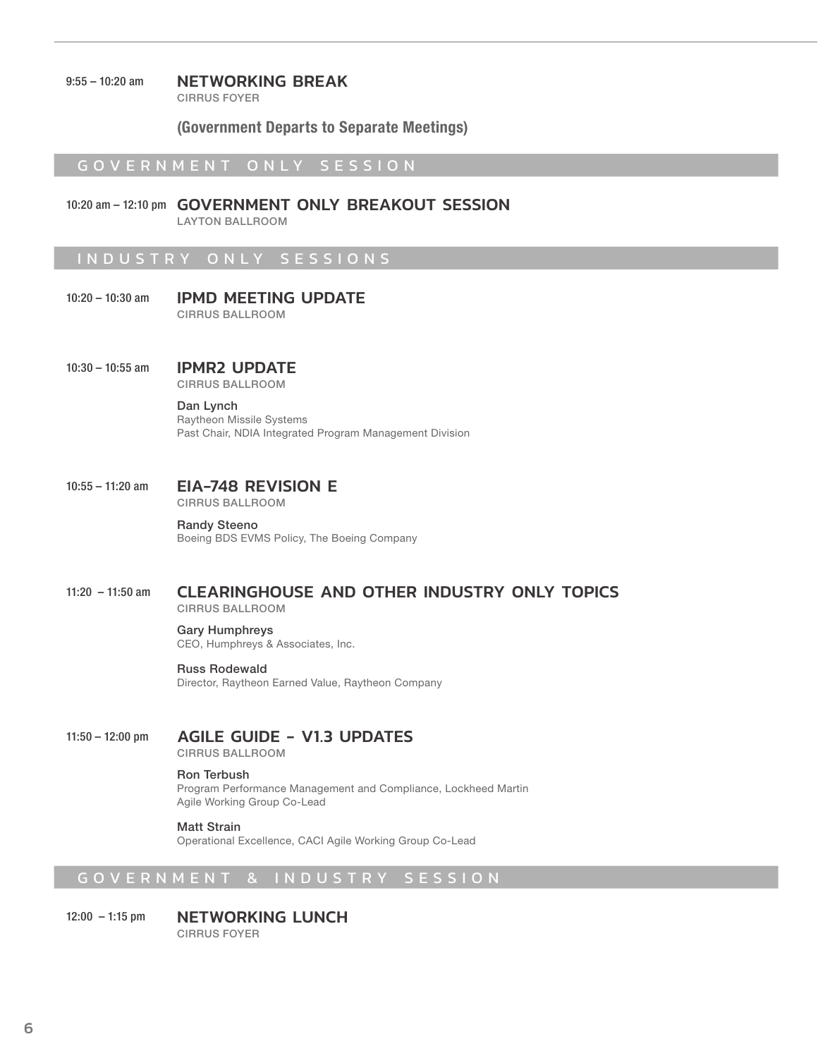**9:55 – 10:20 am** **NETWORKING BREAK**
CIRRUS FOYER

**(Government Departs to Separate Meetings)**

## GOVERNMENT ONLY SESSION

**10:20 am – 12:10 pm** **GOVERNMENT ONLY BREAKOUT SESSION**
LAYTON BALLROOM

## INDUSTRY ONLY SESSIONS

**10:20 – 10:30 am** **IPMD MEETING UPDATE**
CIRRUS BALLROOM

**10:30 – 10:55 am** **IPMR2 UPDATE**
CIRRUS BALLROOM

**Dan Lynch**
Raytheon Missile Systems
Past Chair, NDIA Integrated Program Management Division

**10:55 – 11:20 am** **EIA-748 REVISION E**
CIRRUS BALLROOM

**Randy Steeno**
Boeing BDS EVMS Policy, The Boeing Company

**11:20 – 11:50 am** **CLEARINGHOUSE AND OTHER INDUSTRY ONLY TOPICS**
CIRRUS BALLROOM

**Gary Humphreys**
CEO, Humphreys & Associates, Inc.

**Russ Rodewald**
Director, Raytheon Earned Value, Raytheon Company

**11:50 – 12:00 pm** **AGILE GUIDE - V1.3 UPDATES**
CIRRUS BALLROOM

**Ron Terbush**
Program Performance Management and Compliance, Lockheed Martin
Agile Working Group Co-Lead

**Matt Strain**
Operational Excellence, CACI Agile Working Group Co-Lead

## GOVERNMENT & INDUSTRY SESSION

**12:00 – 1:15 pm** **NETWORKING LUNCH**
CIRRUS FOYER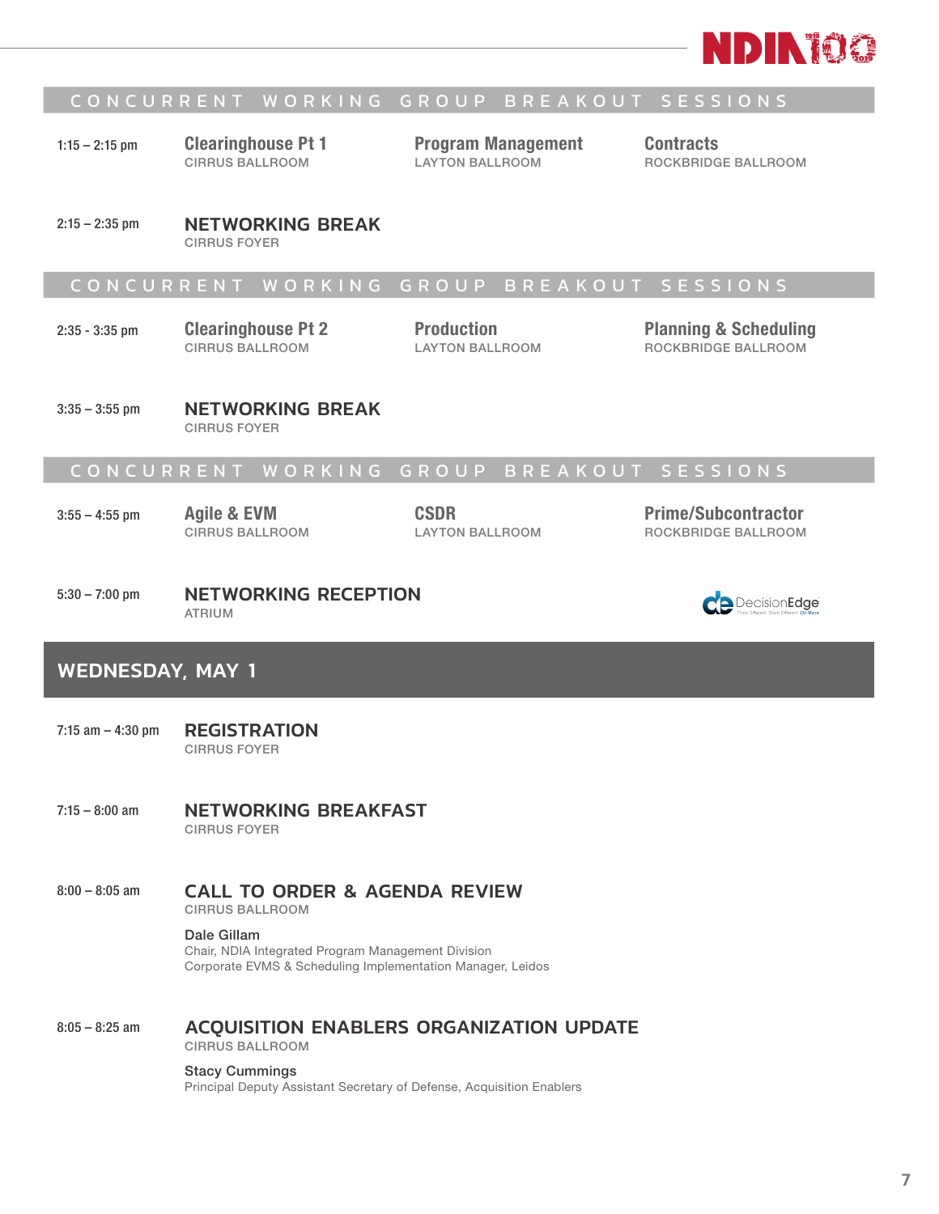## CONCURRENT WORKING GROUP BREAKOUT SESSIONS

| Time | Session | Session | Session |
|---|---|---|---|
| 1:15 – 2:15 pm | **Clearinghouse Pt 1**<br>CIRRUS BALLROOM | **Program Management**<br>LAYTON BALLROOM | **Contracts**<br>ROCKBRIDGE BALLROOM |

**2:15 – 2:35 pm** — **NETWORKING BREAK**
CIRRUS FOYER

## CONCURRENT WORKING GROUP BREAKOUT SESSIONS

| Time | Session | Session | Session |
|---|---|---|---|
| 2:35 - 3:35 pm | **Clearinghouse Pt 2**<br>CIRRUS BALLROOM | **Production**<br>LAYTON BALLROOM | **Planning & Scheduling**<br>ROCKBRIDGE BALLROOM |

**3:35 – 3:55 pm** — **NETWORKING BREAK**
CIRRUS FOYER

## CONCURRENT WORKING GROUP BREAKOUT SESSIONS

| Time | Session | Session | Session |
|---|---|---|---|
| 3:55 – 4:55 pm | **Agile & EVM**<br>CIRRUS BALLROOM | **CSDR**<br>LAYTON BALLROOM | **Prime/Subcontractor**<br>ROCKBRIDGE BALLROOM |

**5:30 – 7:00 pm** — **NETWORKING RECEPTION**
ATRIUM

DecisionEdge

# WEDNESDAY, MAY 1

**7:15 am – 4:30 pm** — **REGISTRATION**
CIRRUS FOYER

**7:15 – 8:00 am** — **NETWORKING BREAKFAST**
CIRRUS FOYER

**8:00 – 8:05 am** — **CALL TO ORDER & AGENDA REVIEW**
CIRRUS BALLROOM

Dale Gillam
Chair, NDIA Integrated Program Management Division
Corporate EVMS & Scheduling Implementation Manager, Leidos

**8:05 – 8:25 am** — **ACQUISITION ENABLERS ORGANIZATION UPDATE**
CIRRUS BALLROOM

Stacy Cummings
Principal Deputy Assistant Secretary of Defense, Acquisition Enablers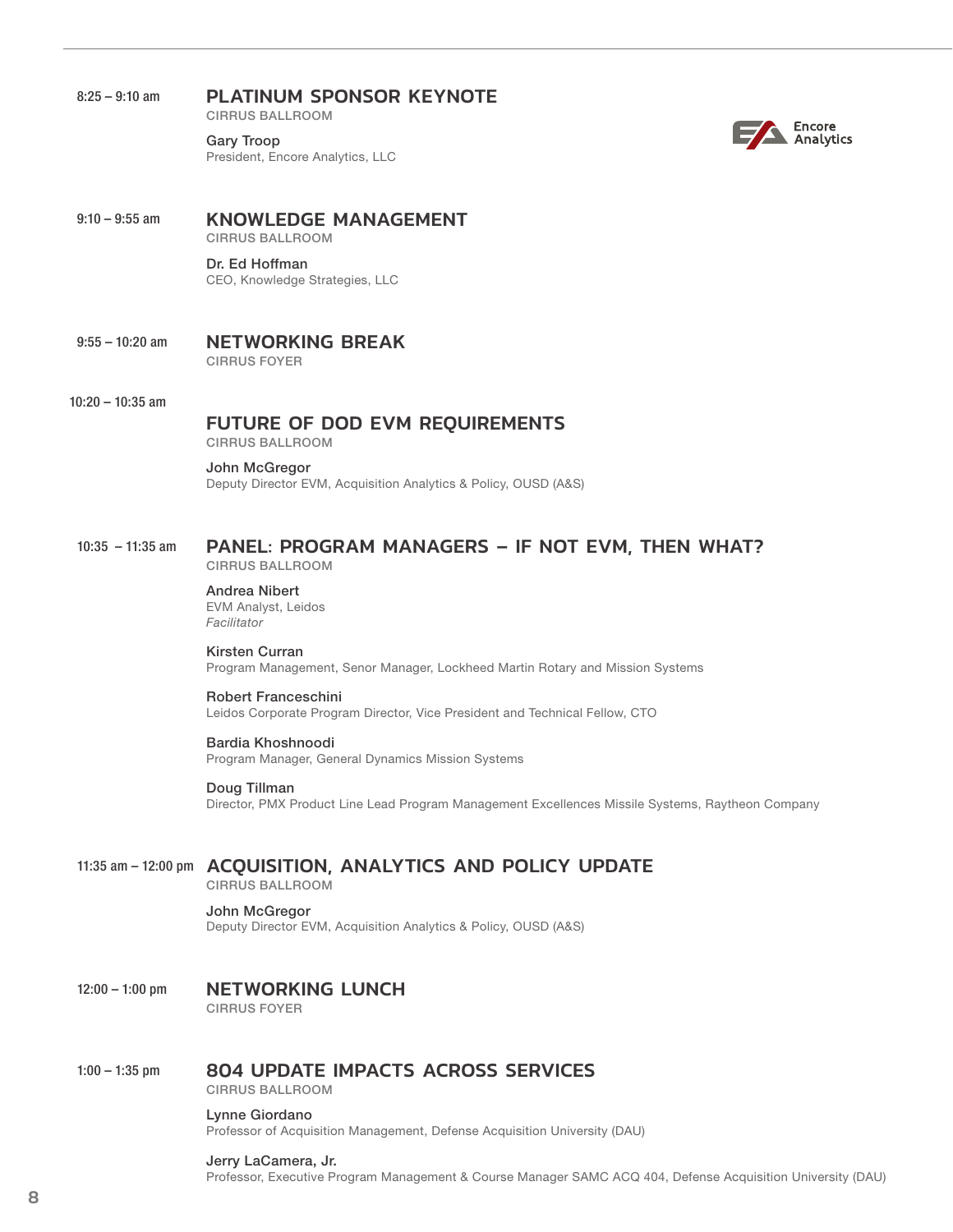**8:25 – 9:10 am**

## PLATINUM SPONSOR KEYNOTE

CIRRUS BALLROOM

**Gary Troop**
President, Encore Analytics, LLC

Encore Analytics

**9:10 – 9:55 am**

## KNOWLEDGE MANAGEMENT

CIRRUS BALLROOM

**Dr. Ed Hoffman**
CEO, Knowledge Strategies, LLC

**9:55 – 10:20 am**

## NETWORKING BREAK

CIRRUS FOYER

**10:20 – 10:35 am**

## FUTURE OF DOD EVM REQUIREMENTS

CIRRUS BALLROOM

**John McGregor**
Deputy Director EVM, Acquisition Analytics & Policy, OUSD (A&S)

**10:35 – 11:35 am**

## PANEL: PROGRAM MANAGERS – IF NOT EVM, THEN WHAT?

CIRRUS BALLROOM

**Andrea Nibert**
EVM Analyst, Leidos
*Facilitator*

**Kirsten Curran**
Program Management, Senor Manager, Lockheed Martin Rotary and Mission Systems

**Robert Franceschini**
Leidos Corporate Program Director, Vice President and Technical Fellow, CTO

**Bardia Khoshnoodi**
Program Manager, General Dynamics Mission Systems

**Doug Tillman**
Director, PMX Product Line Lead Program Management Excellences Missile Systems, Raytheon Company

**11:35 am – 12:00 pm**

## ACQUISITION, ANALYTICS AND POLICY UPDATE

CIRRUS BALLROOM

**John McGregor**
Deputy Director EVM, Acquisition Analytics & Policy, OUSD (A&S)

**12:00 – 1:00 pm**

## NETWORKING LUNCH

CIRRUS FOYER

**1:00 – 1:35 pm**

## 804 UPDATE IMPACTS ACROSS SERVICES

CIRRUS BALLROOM

**Lynne Giordano**
Professor of Acquisition Management, Defense Acquisition University (DAU)

**Jerry LaCamera, Jr.**
Professor, Executive Program Management & Course Manager SAMC ACQ 404, Defense Acquisition University (DAU)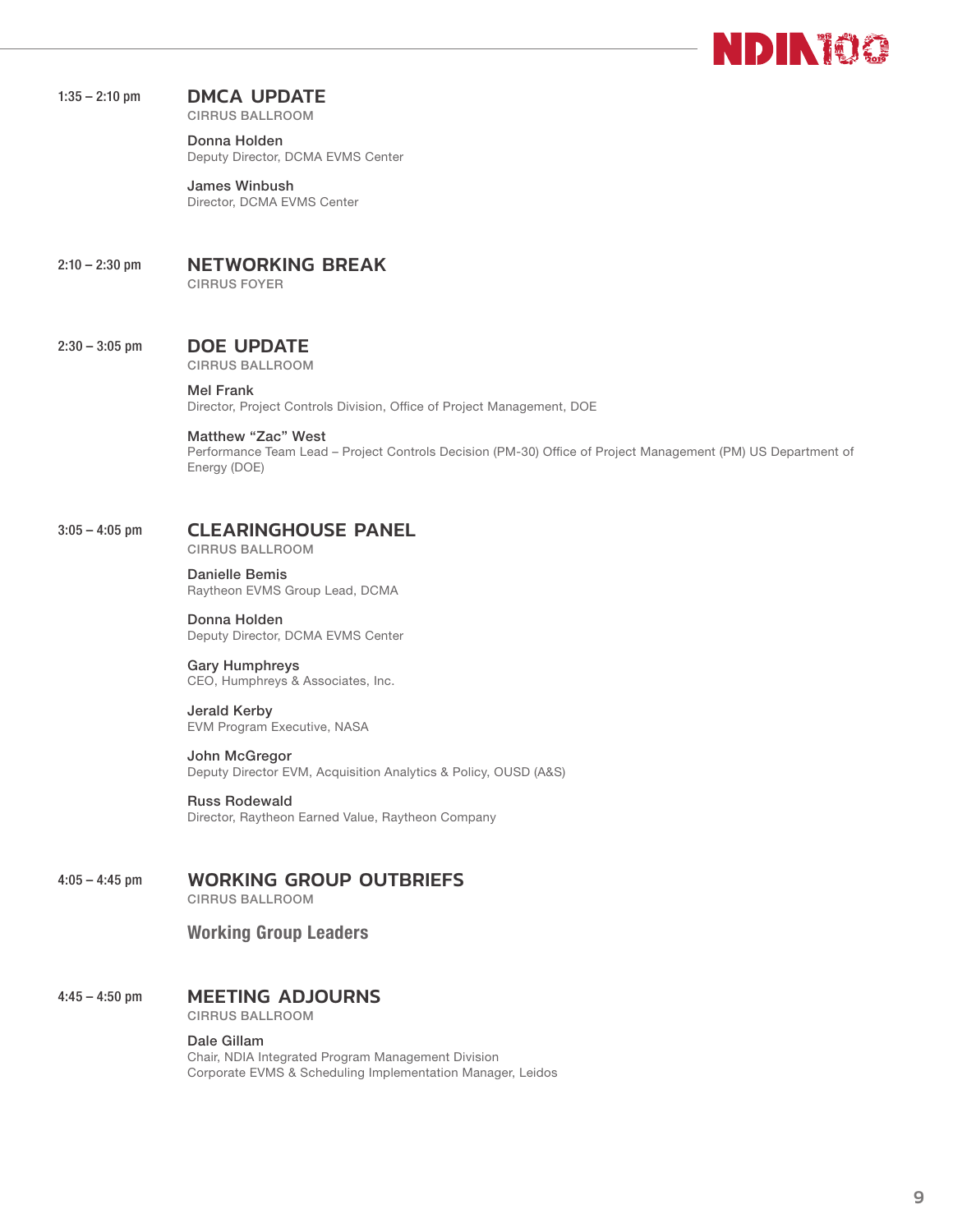1:35 – 2:10 pm

## DMCA UPDATE

CIRRUS BALLROOM

**Donna Holden**
Deputy Director, DCMA EVMS Center

**James Winbush**
Director, DCMA EVMS Center

2:10 – 2:30 pm

## NETWORKING BREAK

CIRRUS FOYER

2:30 – 3:05 pm

## DOE UPDATE

CIRRUS BALLROOM

**Mel Frank**
Director, Project Controls Division, Office of Project Management, DOE

**Matthew "Zac" West**
Performance Team Lead – Project Controls Decision (PM-30) Office of Project Management (PM) US Department of Energy (DOE)

3:05 – 4:05 pm

## CLEARINGHOUSE PANEL

CIRRUS BALLROOM

**Danielle Bemis**
Raytheon EVMS Group Lead, DCMA

**Donna Holden**
Deputy Director, DCMA EVMS Center

**Gary Humphreys**
CEO, Humphreys & Associates, Inc.

**Jerald Kerby**
EVM Program Executive, NASA

**John McGregor**
Deputy Director EVM, Acquisition Analytics & Policy, OUSD (A&S)

**Russ Rodewald**
Director, Raytheon Earned Value, Raytheon Company

4:05 – 4:45 pm

## WORKING GROUP OUTBRIEFS

CIRRUS BALLROOM

**Working Group Leaders**

4:45 – 4:50 pm

## MEETING ADJOURNS

CIRRUS BALLROOM

**Dale Gillam**
Chair, NDIA Integrated Program Management Division
Corporate EVMS & Scheduling Implementation Manager, Leidos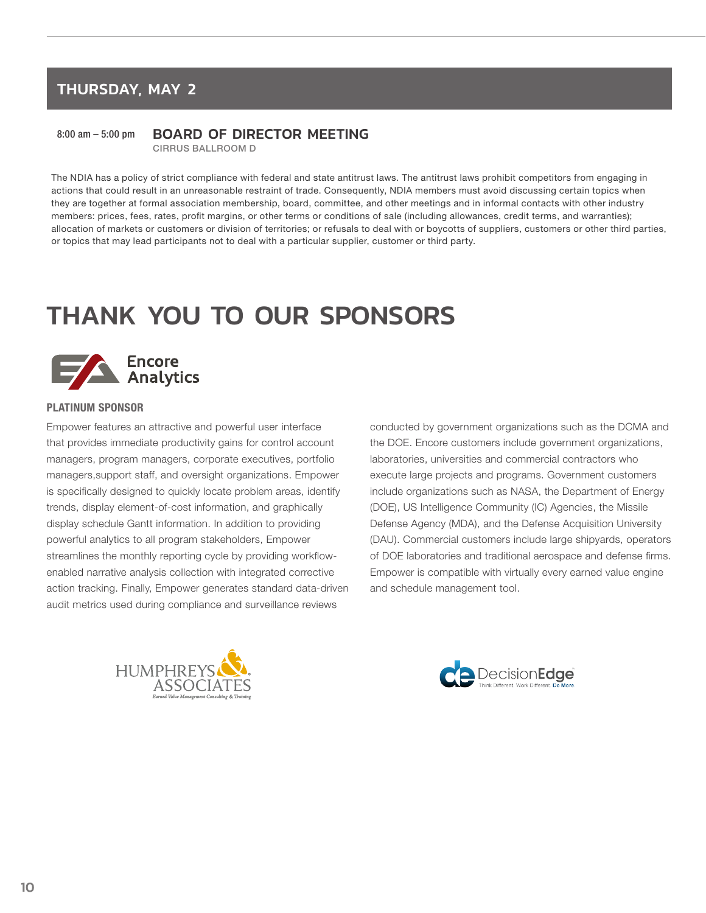## THURSDAY, MAY 2

8:00 am – 5:00 pm **BOARD OF DIRECTOR MEETING**
CIRRUS BALLROOM D

The NDIA has a policy of strict compliance with federal and state antitrust laws. The antitrust laws prohibit competitors from engaging in actions that could result in an unreasonable restraint of trade. Consequently, NDIA members must avoid discussing certain topics when they are together at formal association membership, board, committee, and other meetings and in informal contacts with other industry members: prices, fees, rates, profit margins, or other terms or conditions of sale (including allowances, credit terms, and warranties); allocation of markets or customers or division of territories; or refusals to deal with or boycotts of suppliers, customers or other third parties, or topics that may lead participants not to deal with a particular supplier, customer or third party.

# THANK YOU TO OUR SPONSORS

Encore Analytics

**PLATINUM SPONSOR**

Empower features an attractive and powerful user interface that provides immediate productivity gains for control account managers, program managers, corporate executives, portfolio managers,support staff, and oversight organizations. Empower is specifically designed to quickly locate problem areas, identify trends, display element-of-cost information, and graphically display schedule Gantt information. In addition to providing powerful analytics to all program stakeholders, Empower streamlines the monthly reporting cycle by providing workflow-enabled narrative analysis collection with integrated corrective action tracking. Finally, Empower generates standard data-driven audit metrics used during compliance and surveillance reviews conducted by government organizations such as the DCMA and the DOE. Encore customers include government organizations, laboratories, universities and commercial contractors who execute large projects and programs. Government customers include organizations such as NASA, the Department of Energy (DOE), US Intelligence Community (IC) Agencies, the Missile Defense Agency (MDA), and the Defense Acquisition University (DAU). Commercial customers include large shipyards, operators of DOE laboratories and traditional aerospace and defense firms. Empower is compatible with virtually every earned value engine and schedule management tool.

HUMPHREYS & ASSOCIATES
Earned Value Management Consulting & Training

DecisionEdge
Think Different. Work Different. Do More.